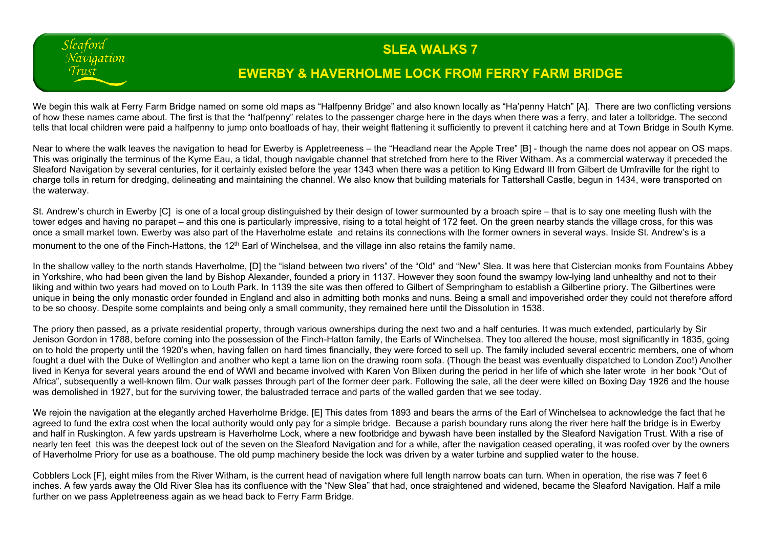Sleaford Navigation Trust

# SLEA WALKS 7

## EWERBY & HAVERHOLME LOCK FROM FERRY FARM BRIDGE

We begin this walk at Ferry Farm Bridge named on some old maps as "Halfpenny Bridge" and also known locally as "Ha'penny Hatch" [A]. There are two conflicting versions of how these names came about. The first is that the "halfpenny" relates to the passenger charge here in the days when there was a ferry, and later a tollbridge. The second tells that local children were paid a halfpenny to jump onto boatloads of hay, their weight flattening it sufficiently to prevent it catching here and at Town Bridge in South Kyme.

Near to where the walk leaves the navigation to head for Ewerby is Appletreeness – the "Headland near the Apple Tree" [B] - though the name does not appear on OS maps. This was originally the terminus of the Kyme Eau, a tidal, though navigable channel that stretched from here to the River Witham. As a commercial waterway it preceded the Sleaford Navigation by several centuries, for it certainly existed before the year 1343 when there was a petition to King Edward III from Gilbert de Umfraville for the right to charge tolls in return for dredging, delineating and maintaining the channel. We also know that building materials for Tattershall Castle, begun in 1434, were transported on the waterway.

St. Andrew's church in Ewerby [C] is one of a local group distinguished by their design of tower surmounted by a broach spire – that is to say one meeting flush with the tower edges and having no parapet – and this one is particularly impressive, rising to a total height of 172 feet. On the green nearby stands the village cross, for this was once a small market town. Ewerby was also part of the Haverholme estate and retains its connections with the former owners in several ways. Inside St. Andrew's is a monument to the one of the Finch-Hattons, the 12th Earl of Winchelsea, and the village inn also retains the family name.

In the shallow valley to the north stands Haverholme, [D] the "island between two rivers" of the "Old" and "New" Slea. It was here that Cistercian monks from Fountains Abbey in Yorkshire, who had been given the land by Bishop Alexander, founded a priory in 1137. However they soon found the swampy low-lying land unhealthy and not to their liking and within two years had moved on to Louth Park. In 1139 the site was then offered to Gilbert of Sempringham to establish a Gilbertine priory. The Gilbertines were unique in being the only monastic order founded in England and also in admitting both monks and nuns. Being a small and impoverished order they could not therefore afford to be so choosy. Despite some complaints and being only a small community, they remained here until the Dissolution in 1538.

The priory then passed, as a private residential property, through various ownerships during the next two and a half centuries. It was much extended, particularly by Sir Jenison Gordon in 1788, before coming into the possession of the Finch-Hatton family, the Earls of Winchelsea. They too altered the house, most significantly in 1835, going on to hold the property until the 1920's when, having fallen on hard times financially, they were forced to sell up. The family included several eccentric members, one of whom fought a duel with the Duke of Wellington and another who kept a tame lion on the drawing room sofa. (Though the beast was eventually dispatched to London Zoo!) Another lived in Kenya for several years around the end of WWI and became involved with Karen Von Blixen during the period in her life of which she later wrote in her book "Out of Africa", subsequently a well-known film. Our walk passes through part of the former deer park. Following the sale, all the deer were killed on Boxing Day 1926 and the house was demolished in 1927, but for the surviving tower, the balustraded terrace and parts of the walled garden that we see today.

We rejoin the navigation at the elegantly arched Haverholme Bridge. [E] This dates from 1893 and bears the arms of the Earl of Winchelsea to acknowledge the fact that he agreed to fund the extra cost when the local authority would only pay for a simple bridge. Because a parish boundary runs along the river here half the bridge is in Ewerby and half in Ruskington. A few yards upstream is Haverholme Lock, where a new footbridge and bywash have been installed by the Sleaford Navigation Trust. With a rise of nearly ten feet this was the deepest lock out of the seven on the Sleaford Navigation and for a while, after the navigation ceased operating, it was roofed over by the owners of Haverholme Priory for use as a boathouse. The old pump machinery beside the lock was driven by a water turbine and supplied water to the house.

Cobblers Lock [F], eight miles from the River Witham, is the current head of navigation where full length narrow boats can turn. When in operation, the rise was 7 feet 6 inches. A few yards away the Old River Slea has its confluence with the "New Slea" that had, once straightened and widened, became the Sleaford Navigation. Half a mile further on we pass Appletreeness again as we head back to Ferry Farm Bridge.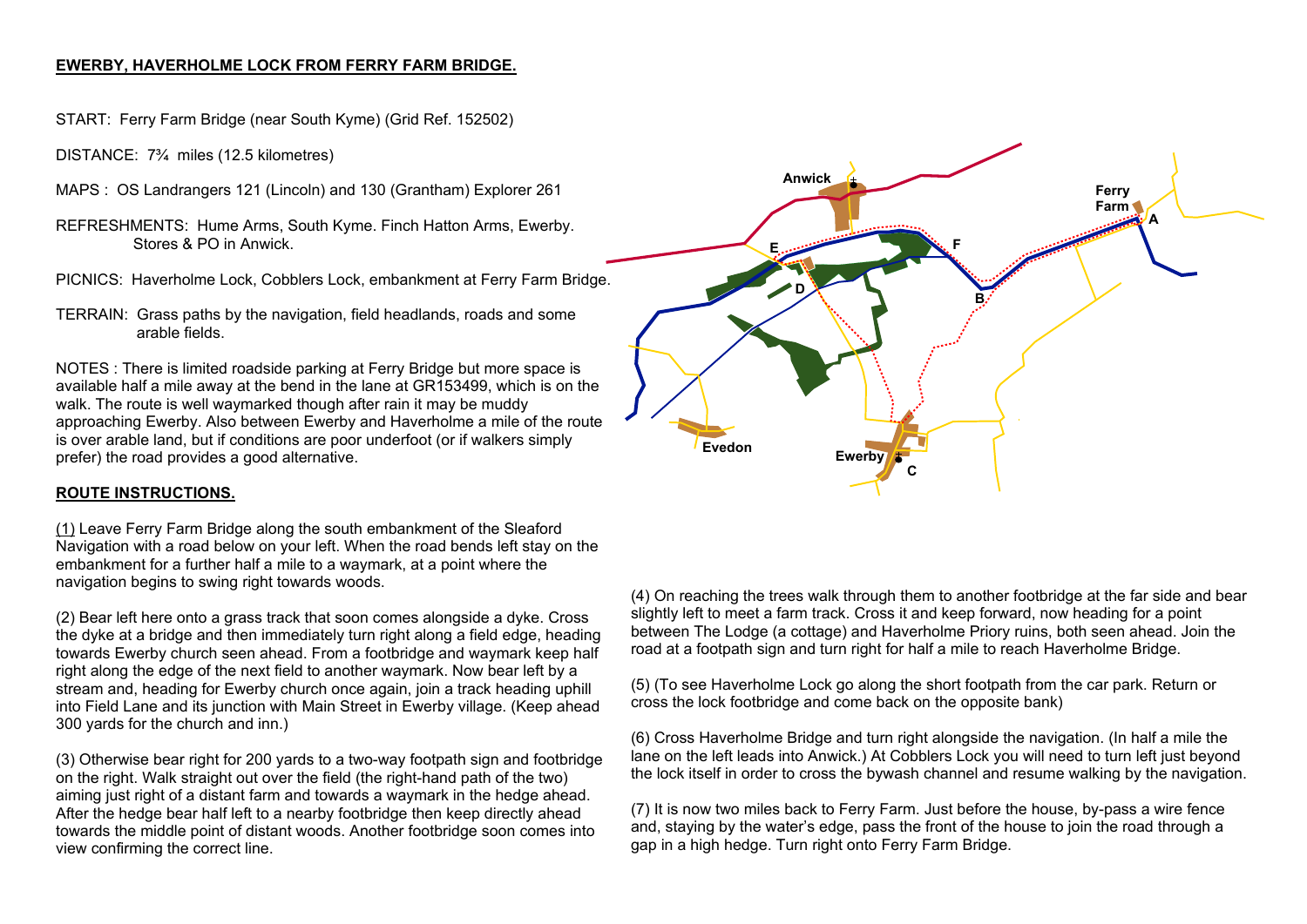## EWERBY, HAVERHOLME LOCK FROM FERRY FARM BRIDGE.

START: Ferry Farm Bridge (near South Kyme) (Grid Ref. 152502)

DISTANCE: 7¾ miles (12.5 kilometres)

MAPS : OS Landrangers 121 (Lincoln) and 130 (Grantham) Explorer 261

REFRESHMENTS: Hume Arms, South Kyme. Finch Hatton Arms, Ewerby. Stores & PO in Anwick.

PICNICS: Haverholme Lock, Cobblers Lock, embankment at Ferry Farm Bridge.

TERRAIN: Grass paths by the navigation, field headlands, roads and some arable fields.

NOTES : There is limited roadside parking at Ferry Bridge but more space is available half a mile away at the bend in the lane at GR153499, which is on the walk. The route is well waymarked though after rain it may be muddy approaching Ewerby. Also between Ewerby and Haverholme a mile of the route is over arable land, but if conditions are poor underfoot (or if walkers simply prefer) the road provides a good alternative.

Anwick

Ferry Farm

A

E

F

B

D

Evedon

Ewerby

C

### ROUTE INSTRUCTIONS.

(1) Leave Ferry Farm Bridge along the south embankment of the Sleaford Navigation with a road below on your left. When the road bends left stay on the embankment for a further half a mile to a waymark, at a point where the navigation begins to swing right towards woods.

(2) Bear left here onto a grass track that soon comes alongside a dyke. Cross the dyke at a bridge and then immediately turn right along a field edge, heading towards Ewerby church seen ahead. From a footbridge and waymark keep half right along the edge of the next field to another waymark. Now bear left by a stream and, heading for Ewerby church once again, join a track heading uphill into Field Lane and its junction with Main Street in Ewerby village. (Keep ahead 300 yards for the church and inn.)

(3) Otherwise bear right for 200 yards to a two-way footpath sign and footbridge on the right. Walk straight out over the field (the right-hand path of the two) aiming just right of a distant farm and towards a waymark in the hedge ahead. After the hedge bear half left to a nearby footbridge then keep directly ahead towards the middle point of distant woods. Another footbridge soon comes into view confirming the correct line.

(4) On reaching the trees walk through them to another footbridge at the far side and bear slightly left to meet a farm track. Cross it and keep forward, now heading for a point between The Lodge (a cottage) and Haverholme Priory ruins, both seen ahead. Join the road at a footpath sign and turn right for half a mile to reach Haverholme Bridge.

(5) (To see Haverholme Lock go along the short footpath from the car park. Return or cross the lock footbridge and come back on the opposite bank)

(6) Cross Haverholme Bridge and turn right alongside the navigation. (In half a mile the lane on the left leads into Anwick.) At Cobblers Lock you will need to turn left just beyond the lock itself in order to cross the bywash channel and resume walking by the navigation.

(7) It is now two miles back to Ferry Farm. Just before the house, by-pass a wire fence and, staying by the water's edge, pass the front of the house to join the road through a gap in a high hedge. Turn right onto Ferry Farm Bridge.